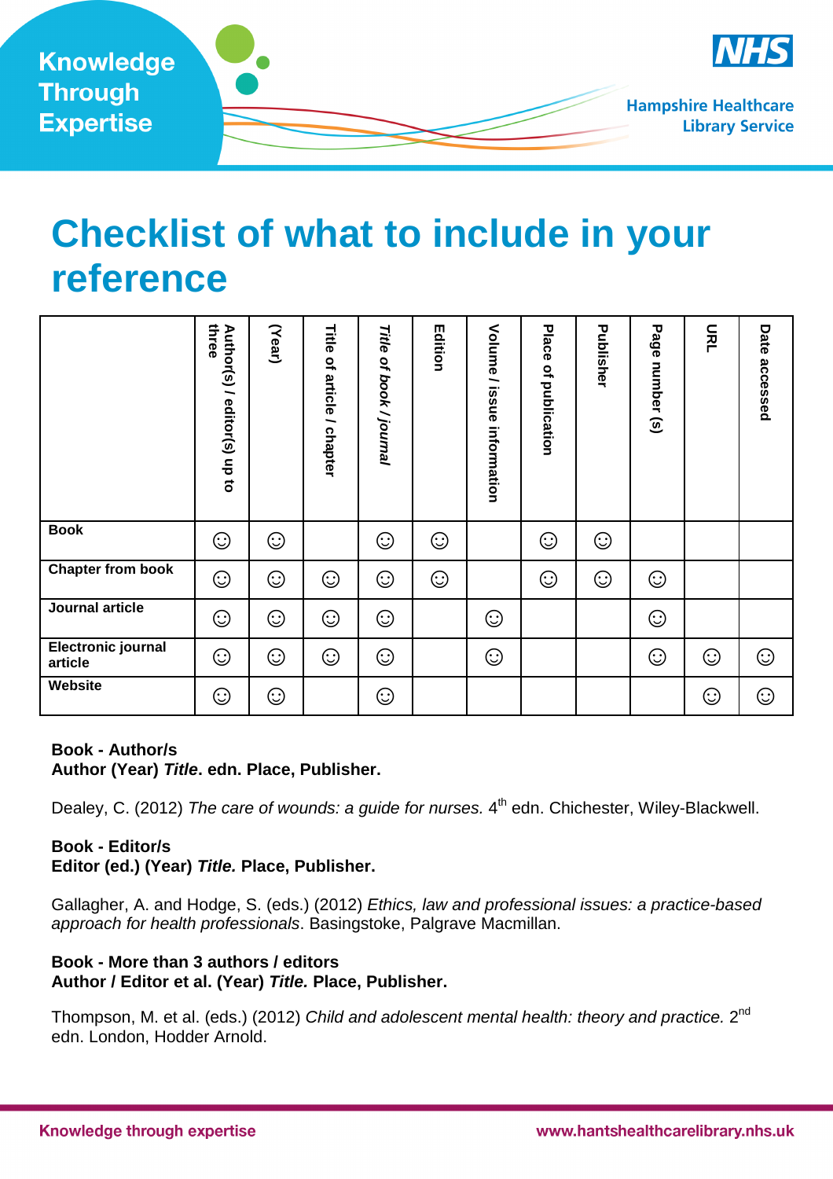# Checklist of what to include in your reference

| | Author(s) / editor(s) up to three | (Year) | Title of article / chapter | *Title of book / journal* | Edition | Volume / issue information | Place of publication | Publisher | Page number (s) | URL | Date accessed |
|---|---|---|---|---|---|---|---|---|---|---|---|
| **Book** | ☺ | ☺ | | ☺ | ☺ | | ☺ | ☺ | | | |
| **Chapter from book** | ☺ | ☺ | ☺ | ☺ | ☺ | | ☺ | ☺ | ☺ | | |
| **Journal article** | ☺ | ☺ | ☺ | ☺ | | ☺ | | | ☺ | | |
| **Electronic journal article** | ☺ | ☺ | ☺ | ☺ | | ☺ | | | ☺ | ☺ | ☺ |
| **Website** | ☺ | ☺ | | ☺ | | | | | | ☺ | ☺ |

**Book - Author/s**
**Author (Year) *Title*. edn. Place, Publisher.**

Dealey, C. (2012) *The care of wounds: a guide for nurses.* 4th edn. Chichester, Wiley-Blackwell.

**Book - Editor/s**
**Editor (ed.) (Year) *Title.* Place, Publisher.**

Gallagher, A. and Hodge, S. (eds.) (2012) *Ethics, law and professional issues: a practice-based approach for health professionals*. Basingstoke, Palgrave Macmillan.

**Book - More than 3 authors / editors**
**Author / Editor et al. (Year) *Title.* Place, Publisher.**

Thompson, M. et al. (eds.) (2012) *Child and adolescent mental health: theory and practice.* 2nd edn. London, Hodder Arnold.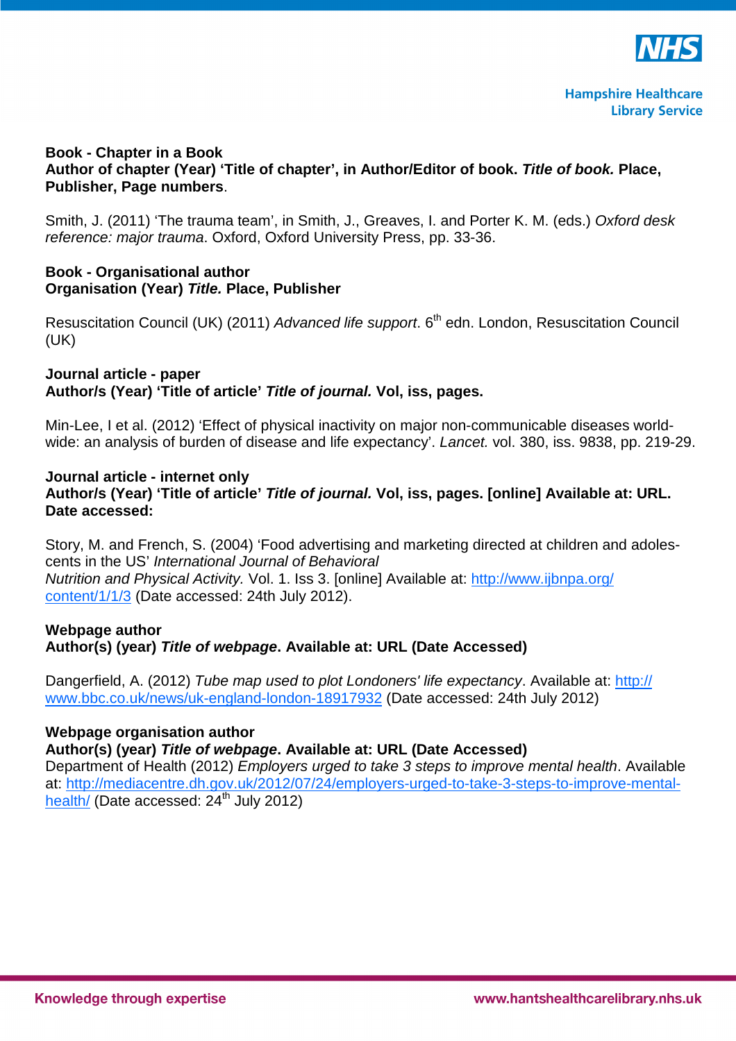**Book - Chapter in a Book**
**Author of chapter (Year) 'Title of chapter', in Author/Editor of book. *Title of book.* Place, Publisher, Page numbers**.

Smith, J. (2011) 'The trauma team', in Smith, J., Greaves, I. and Porter K. M. (eds.) *Oxford desk reference: major trauma*. Oxford, Oxford University Press, pp. 33-36.

**Book - Organisational author**
**Organisation (Year) *Title.* Place, Publisher**

Resuscitation Council (UK) (2011) *Advanced life support*. 6th edn. London, Resuscitation Council (UK)

**Journal article - paper**
**Author/s (Year) 'Title of article' *Title of journal.* Vol, iss, pages.**

Min-Lee, I et al. (2012) 'Effect of physical inactivity on major non-communicable diseases world-wide: an analysis of burden of disease and life expectancy'. *Lancet.* vol. 380, iss. 9838, pp. 219-29.

**Journal article - internet only**
**Author/s (Year) 'Title of article' *Title of journal.* Vol, iss, pages. [online] Available at: URL. Date accessed:**

Story, M. and French, S. (2004) 'Food advertising and marketing directed at children and adolescents in the US' *International Journal of Behavioral Nutrition and Physical Activity.* Vol. 1. Iss 3. [online] Available at: http://www.ijbnpa.org/content/1/1/3 (Date accessed: 24th July 2012).

**Webpage author**
**Author(s) (year) *Title of webpage*. Available at: URL (Date Accessed)**

Dangerfield, A. (2012) *Tube map used to plot Londoners' life expectancy*. Available at: http://www.bbc.co.uk/news/uk-england-london-18917932 (Date accessed: 24th July 2012)

**Webpage organisation author**
**Author(s) (year) *Title of webpage*. Available at: URL (Date Accessed)**
Department of Health (2012) *Employers urged to take 3 steps to improve mental health*. Available at: http://mediacentre.dh.gov.uk/2012/07/24/employers-urged-to-take-3-steps-to-improve-mental-health/ (Date accessed: 24th July 2012)